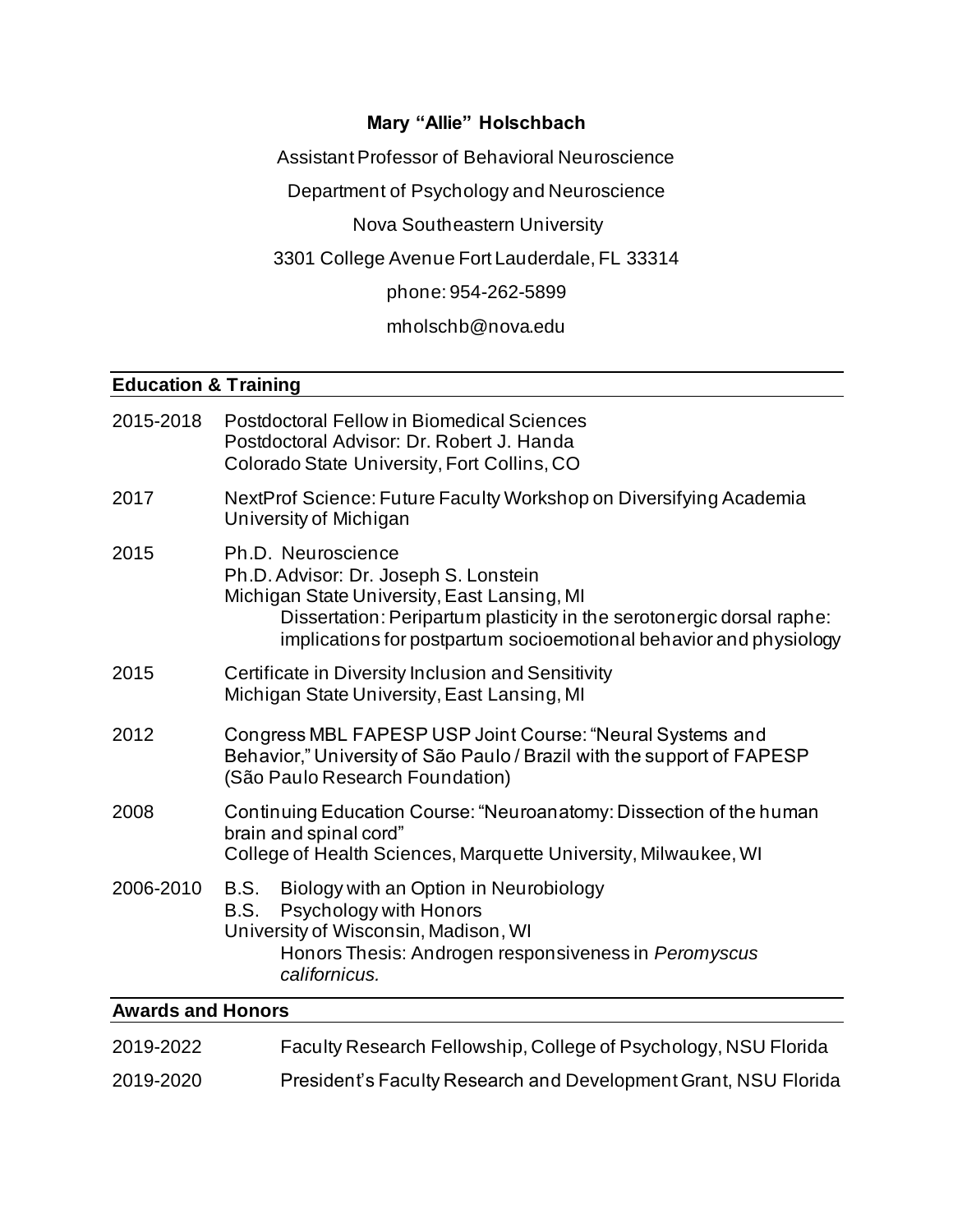# Mary "Allie" Holschbach

Assistant Professor of Behavioral Neuroscience

Department of Psychology and Neuroscience

Nova Southeastern University

3301 College Avenue Fort Lauderdale, FL 33314

phone: 954-262-5899

mholschb@nova.edu

## Education & Training

2015-2018 Postdoctoral Fellow in Biomedical Sciences
Postdoctoral Advisor: Dr. Robert J. Handa
Colorado State University, Fort Collins, CO

2017 NextProf Science: Future Faculty Workshop on Diversifying Academia
University of Michigan

2015 Ph.D. Neuroscience
Ph.D. Advisor: Dr. Joseph S. Lonstein
Michigan State University, East Lansing, MI
Dissertation: Peripartum plasticity in the serotonergic dorsal raphe: implications for postpartum socioemotional behavior and physiology

2015 Certificate in Diversity Inclusion and Sensitivity
Michigan State University, East Lansing, MI

2012 Congress MBL FAPESP USP Joint Course: "Neural Systems and Behavior," University of São Paulo / Brazil with the support of FAPESP (São Paulo Research Foundation)

2008 Continuing Education Course: "Neuroanatomy: Dissection of the human brain and spinal cord"
College of Health Sciences, Marquette University, Milwaukee, WI

2006-2010 B.S. Biology with an Option in Neurobiology
B.S. Psychology with Honors
University of Wisconsin, Madison, WI
Honors Thesis: Androgen responsiveness in *Peromyscus californicus.*

## Awards and Honors

2019-2022 Faculty Research Fellowship, College of Psychology, NSU Florida

2019-2020 President's Faculty Research and Development Grant, NSU Florida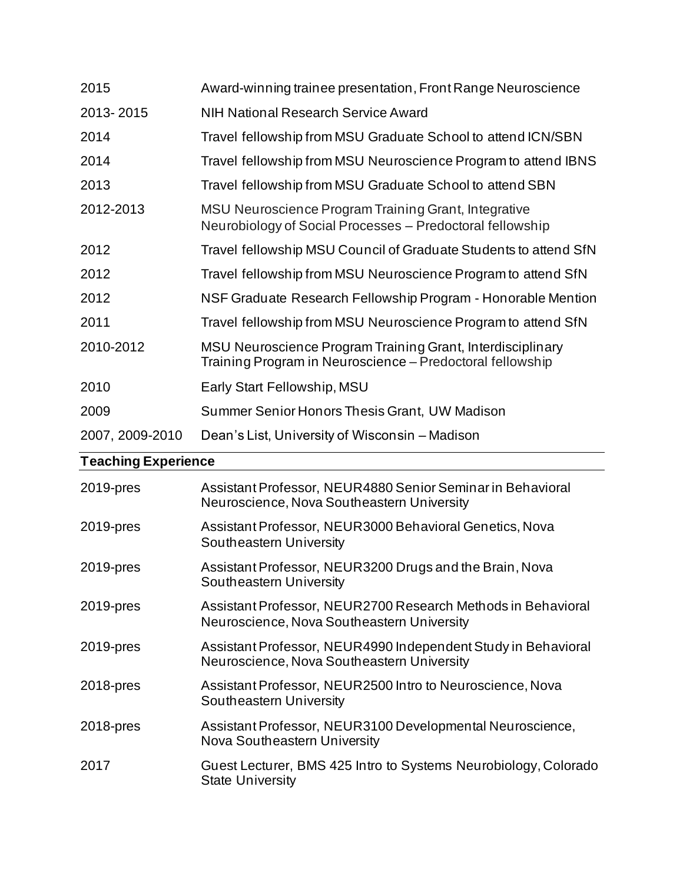| | |
|---|---|
| 2015 | Award-winning trainee presentation, Front Range Neuroscience |
| 2013- 2015 | NIH National Research Service Award |
| 2014 | Travel fellowship from MSU Graduate School to attend ICN/SBN |
| 2014 | Travel fellowship from MSU Neuroscience Program to attend IBNS |
| 2013 | Travel fellowship from MSU Graduate School to attend SBN |
| 2012-2013 | MSU Neuroscience Program Training Grant, Integrative Neurobiology of Social Processes – Predoctoral fellowship |
| 2012 | Travel fellowship MSU Council of Graduate Students to attend SfN |
| 2012 | Travel fellowship from MSU Neuroscience Program to attend SfN |
| 2012 | NSF Graduate Research Fellowship Program - Honorable Mention |
| 2011 | Travel fellowship from MSU Neuroscience Program to attend SfN |
| 2010-2012 | MSU Neuroscience Program Training Grant, Interdisciplinary Training Program in Neuroscience – Predoctoral fellowship |
| 2010 | Early Start Fellowship, MSU |
| 2009 | Summer Senior Honors Thesis Grant, UW Madison |
| 2007, 2009-2010 | Dean's List, University of Wisconsin – Madison |

## Teaching Experience

| | |
|---|---|
| 2019-pres | Assistant Professor, NEUR4880 Senior Seminar in Behavioral Neuroscience, Nova Southeastern University |
| 2019-pres | Assistant Professor, NEUR3000 Behavioral Genetics, Nova Southeastern University |
| 2019-pres | Assistant Professor, NEUR3200 Drugs and the Brain, Nova Southeastern University |
| 2019-pres | Assistant Professor, NEUR2700 Research Methods in Behavioral Neuroscience, Nova Southeastern University |
| 2019-pres | Assistant Professor, NEUR4990 Independent Study in Behavioral Neuroscience, Nova Southeastern University |
| 2018-pres | Assistant Professor, NEUR2500 Intro to Neuroscience, Nova Southeastern University |
| 2018-pres | Assistant Professor, NEUR3100 Developmental Neuroscience, Nova Southeastern University |
| 2017 | Guest Lecturer, BMS 425 Intro to Systems Neurobiology, Colorado State University |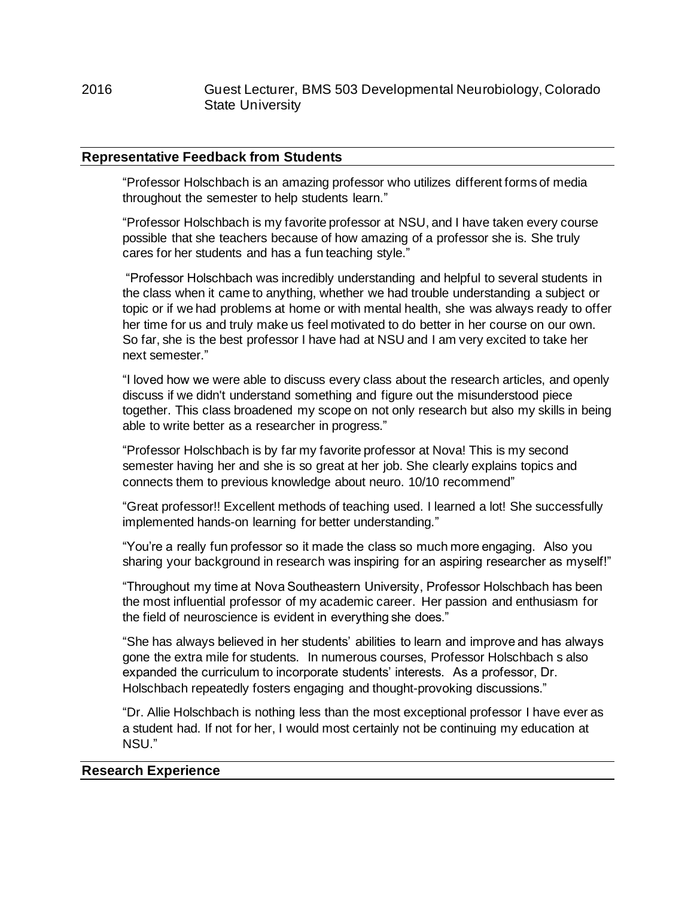2016 Guest Lecturer, BMS 503 Developmental Neurobiology, Colorado State University

## Representative Feedback from Students

"Professor Holschbach is an amazing professor who utilizes different forms of media throughout the semester to help students learn."

"Professor Holschbach is my favorite professor at NSU, and I have taken every course possible that she teachers because of how amazing of a professor she is. She truly cares for her students and has a fun teaching style."

"Professor Holschbach was incredibly understanding and helpful to several students in the class when it came to anything, whether we had trouble understanding a subject or topic or if we had problems at home or with mental health, she was always ready to offer her time for us and truly make us feel motivated to do better in her course on our own. So far, she is the best professor I have had at NSU and I am very excited to take her next semester."

"I loved how we were able to discuss every class about the research articles, and openly discuss if we didn't understand something and figure out the misunderstood piece together. This class broadened my scope on not only research but also my skills in being able to write better as a researcher in progress."

"Professor Holschbach is by far my favorite professor at Nova! This is my second semester having her and she is so great at her job. She clearly explains topics and connects them to previous knowledge about neuro. 10/10 recommend"

"Great professor!! Excellent methods of teaching used. I learned a lot! She successfully implemented hands-on learning for better understanding."

"You're a really fun professor so it made the class so much more engaging. Also you sharing your background in research was inspiring for an aspiring researcher as myself!"

"Throughout my time at Nova Southeastern University, Professor Holschbach has been the most influential professor of my academic career. Her passion and enthusiasm for the field of neuroscience is evident in everything she does."

"She has always believed in her students' abilities to learn and improve and has always gone the extra mile for students. In numerous courses, Professor Holschbach s also expanded the curriculum to incorporate students' interests. As a professor, Dr. Holschbach repeatedly fosters engaging and thought-provoking discussions."

"Dr. Allie Holschbach is nothing less than the most exceptional professor I have ever as a student had. If not for her, I would most certainly not be continuing my education at NSU."

## Research Experience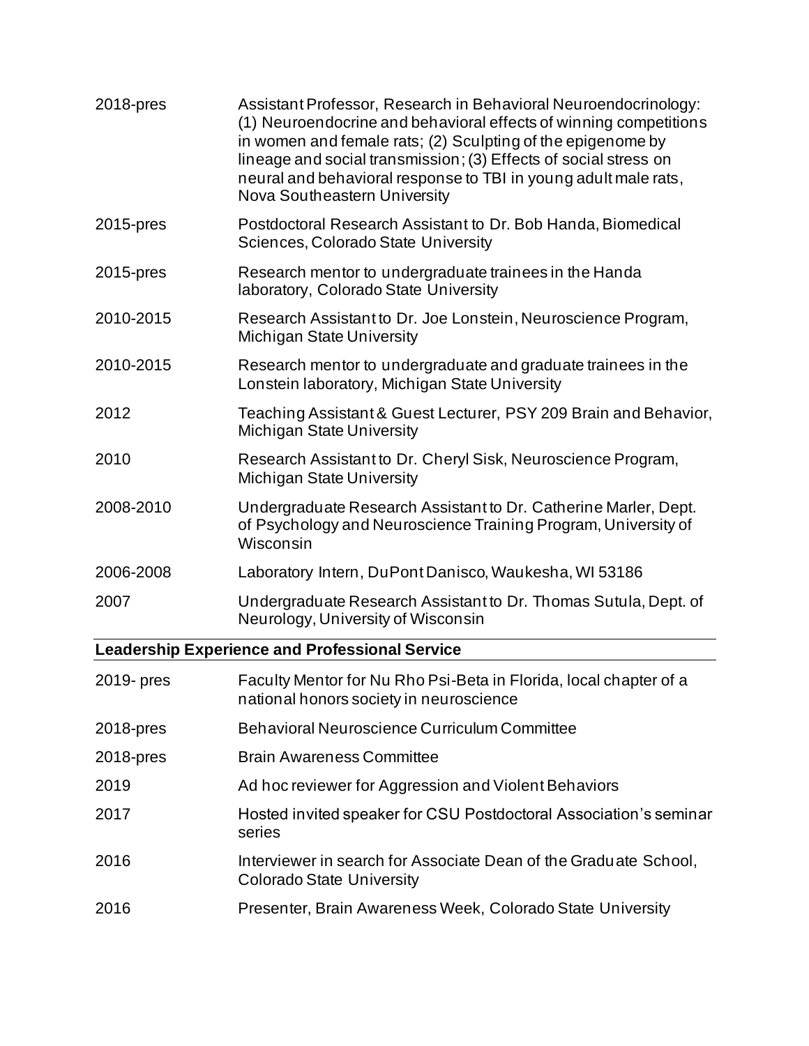| | |
|---|---|
| 2018-pres | Assistant Professor, Research in Behavioral Neuroendocrinology: (1) Neuroendocrine and behavioral effects of winning competitions in women and female rats; (2) Sculpting of the epigenome by lineage and social transmission; (3) Effects of social stress on neural and behavioral response to TBI in young adult male rats, Nova Southeastern University |
| 2015-pres | Postdoctoral Research Assistant to Dr. Bob Handa, Biomedical Sciences, Colorado State University |
| 2015-pres | Research mentor to undergraduate trainees in the Handa laboratory, Colorado State University |
| 2010-2015 | Research Assistant to Dr. Joe Lonstein, Neuroscience Program, Michigan State University |
| 2010-2015 | Research mentor to undergraduate and graduate trainees in the Lonstein laboratory, Michigan State University |
| 2012 | Teaching Assistant & Guest Lecturer, PSY 209 Brain and Behavior, Michigan State University |
| 2010 | Research Assistant to Dr. Cheryl Sisk, Neuroscience Program, Michigan State University |
| 2008-2010 | Undergraduate Research Assistant to Dr. Catherine Marler, Dept. of Psychology and Neuroscience Training Program, University of Wisconsin |
| 2006-2008 | Laboratory Intern, DuPont Danisco, Waukesha, WI 53186 |
| 2007 | Undergraduate Research Assistant to Dr. Thomas Sutula, Dept. of Neurology, University of Wisconsin |

## Leadership Experience and Professional Service

| | |
|---|---|
| 2019- pres | Faculty Mentor for Nu Rho Psi-Beta in Florida, local chapter of a national honors society in neuroscience |
| 2018-pres | Behavioral Neuroscience Curriculum Committee |
| 2018-pres | Brain Awareness Committee |
| 2019 | Ad hoc reviewer for Aggression and Violent Behaviors |
| 2017 | Hosted invited speaker for CSU Postdoctoral Association's seminar series |
| 2016 | Interviewer in search for Associate Dean of the Graduate School, Colorado State University |
| 2016 | Presenter, Brain Awareness Week, Colorado State University |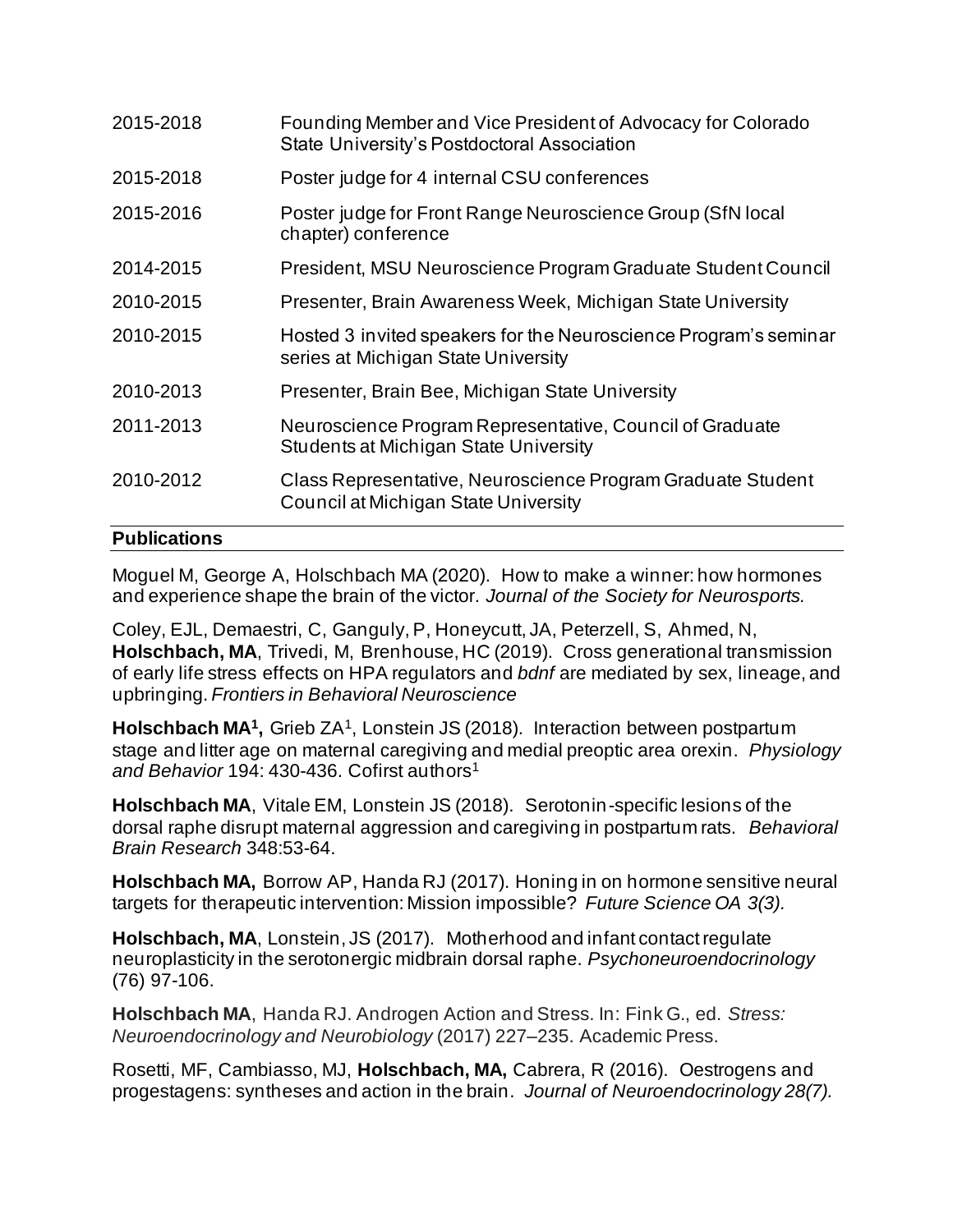| | |
|---|---|
| 2015-2018 | Founding Member and Vice President of Advocacy for Colorado State University's Postdoctoral Association |
| 2015-2018 | Poster judge for 4 internal CSU conferences |
| 2015-2016 | Poster judge for Front Range Neuroscience Group (SfN local chapter) conference |
| 2014-2015 | President, MSU Neuroscience Program Graduate Student Council |
| 2010-2015 | Presenter, Brain Awareness Week, Michigan State University |
| 2010-2015 | Hosted 3 invited speakers for the Neuroscience Program's seminar series at Michigan State University |
| 2010-2013 | Presenter, Brain Bee, Michigan State University |
| 2011-2013 | Neuroscience Program Representative, Council of Graduate Students at Michigan State University |
| 2010-2012 | Class Representative, Neuroscience Program Graduate Student Council at Michigan State University |

## Publications

Moguel M, George A, Holschbach MA (2020). How to make a winner: how hormones and experience shape the brain of the victor. *Journal of the Society for Neurosports.*

Coley, EJL, Demaestri, C, Ganguly, P, Honeycutt, JA, Peterzell, S, Ahmed, N, **Holschbach, MA**, Trivedi, M, Brenhouse, HC (2019). Cross generational transmission of early life stress effects on HPA regulators and *bdnf* are mediated by sex, lineage, and upbringing. *Frontiers in Behavioral Neuroscience*

**Holschbach MA[1],** Grieb ZA[1], Lonstein JS (2018). Interaction between postpartum stage and litter age on maternal caregiving and medial preoptic area orexin. *Physiology and Behavior* 194: 430-436. Cofirst authors[1]

**Holschbach MA**, Vitale EM, Lonstein JS (2018). Serotonin-specific lesions of the dorsal raphe disrupt maternal aggression and caregiving in postpartum rats. *Behavioral Brain Research* 348:53-64.

**Holschbach MA,** Borrow AP, Handa RJ (2017). Honing in on hormone sensitive neural targets for therapeutic intervention: Mission impossible? *Future Science OA 3(3).*

**Holschbach, MA**, Lonstein, JS (2017). Motherhood and infant contact regulate neuroplasticity in the serotonergic midbrain dorsal raphe. *Psychoneuroendocrinology* (76) 97-106.

**Holschbach MA**, Handa RJ. Androgen Action and Stress. In: Fink G., ed. *Stress: Neuroendocrinology and Neurobiology* (2017) 227–235. Academic Press.

Rosetti, MF, Cambiasso, MJ, **Holschbach, MA,** Cabrera, R (2016). Oestrogens and progestagens: syntheses and action in the brain. *Journal of Neuroendocrinology 28(7).*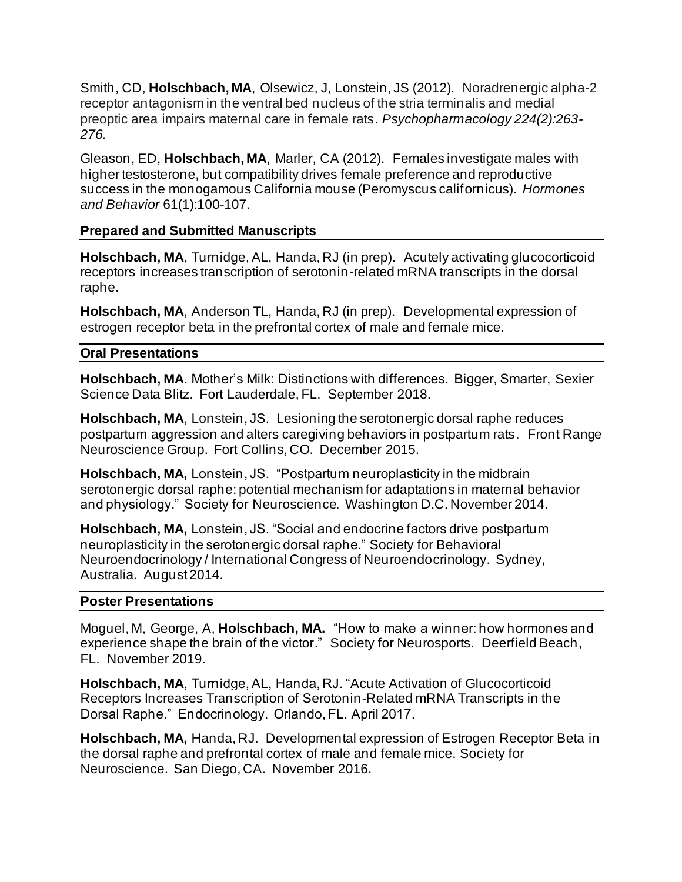Smith, CD, **Holschbach, MA**, Olsewicz, J, Lonstein, JS (2012). Noradrenergic alpha-2 receptor antagonism in the ventral bed nucleus of the stria terminalis and medial preoptic area impairs maternal care in female rats. *Psychopharmacology 224(2):263-276.*

Gleason, ED, **Holschbach, MA**, Marler, CA (2012). Females investigate males with higher testosterone, but compatibility drives female preference and reproductive success in the monogamous California mouse (Peromyscus californicus). *Hormones and Behavior* 61(1):100-107.

## Prepared and Submitted Manuscripts

**Holschbach, MA**, Turnidge, AL, Handa, RJ (in prep). Acutely activating glucocorticoid receptors increases transcription of serotonin-related mRNA transcripts in the dorsal raphe.

**Holschbach, MA**, Anderson TL, Handa, RJ (in prep). Developmental expression of estrogen receptor beta in the prefrontal cortex of male and female mice.

## Oral Presentations

**Holschbach, MA**. Mother's Milk: Distinctions with differences. Bigger, Smarter, Sexier Science Data Blitz. Fort Lauderdale, FL. September 2018.

**Holschbach, MA**, Lonstein, JS. Lesioning the serotonergic dorsal raphe reduces postpartum aggression and alters caregiving behaviors in postpartum rats. Front Range Neuroscience Group. Fort Collins, CO. December 2015.

**Holschbach, MA,** Lonstein, JS. "Postpartum neuroplasticity in the midbrain serotonergic dorsal raphe: potential mechanism for adaptations in maternal behavior and physiology." Society for Neuroscience. Washington D.C. November 2014.

**Holschbach, MA,** Lonstein, JS. "Social and endocrine factors drive postpartum neuroplasticity in the serotonergic dorsal raphe." Society for Behavioral Neuroendocrinology / International Congress of Neuroendocrinology. Sydney, Australia. August 2014.

## Poster Presentations

Moguel, M, George, A, **Holschbach, MA.** "How to make a winner: how hormones and experience shape the brain of the victor." Society for Neurosports. Deerfield Beach, FL. November 2019.

**Holschbach, MA**, Turnidge, AL, Handa, RJ. "Acute Activation of Glucocorticoid Receptors Increases Transcription of Serotonin-Related mRNA Transcripts in the Dorsal Raphe." Endocrinology. Orlando, FL. April 2017.

**Holschbach, MA,** Handa, RJ. Developmental expression of Estrogen Receptor Beta in the dorsal raphe and prefrontal cortex of male and female mice. Society for Neuroscience. San Diego, CA. November 2016.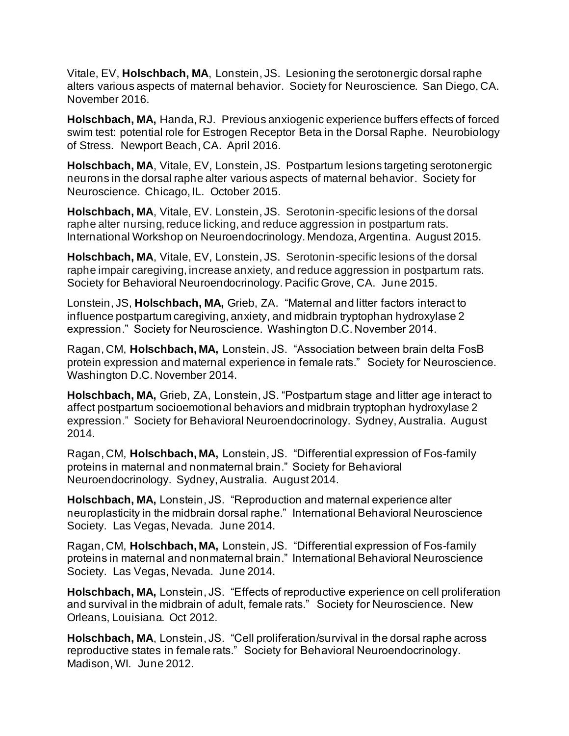Vitale, EV, **Holschbach, MA**, Lonstein, JS. Lesioning the serotonergic dorsal raphe alters various aspects of maternal behavior. Society for Neuroscience. San Diego, CA. November 2016.

**Holschbach, MA,** Handa, RJ. Previous anxiogenic experience buffers effects of forced swim test: potential role for Estrogen Receptor Beta in the Dorsal Raphe. Neurobiology of Stress. Newport Beach, CA. April 2016.

**Holschbach, MA**, Vitale, EV, Lonstein, JS. Postpartum lesions targeting serotonergic neurons in the dorsal raphe alter various aspects of maternal behavior. Society for Neuroscience. Chicago, IL. October 2015.

**Holschbach, MA**, Vitale, EV. Lonstein, JS. Serotonin-specific lesions of the dorsal raphe alter nursing, reduce licking, and reduce aggression in postpartum rats. International Workshop on Neuroendocrinology. Mendoza, Argentina. August 2015.

**Holschbach, MA**, Vitale, EV, Lonstein, JS. Serotonin-specific lesions of the dorsal raphe impair caregiving, increase anxiety, and reduce aggression in postpartum rats. Society for Behavioral Neuroendocrinology. Pacific Grove, CA. June 2015.

Lonstein, JS, **Holschbach, MA,** Grieb, ZA. "Maternal and litter factors interact to influence postpartum caregiving, anxiety, and midbrain tryptophan hydroxylase 2 expression." Society for Neuroscience. Washington D.C. November 2014.

Ragan, CM, **Holschbach, MA,** Lonstein, JS. "Association between brain delta FosB protein expression and maternal experience in female rats." Society for Neuroscience. Washington D.C. November 2014.

**Holschbach, MA,** Grieb, ZA, Lonstein, JS. "Postpartum stage and litter age interact to affect postpartum socioemotional behaviors and midbrain tryptophan hydroxylase 2 expression." Society for Behavioral Neuroendocrinology. Sydney, Australia. August 2014.

Ragan, CM, **Holschbach, MA,** Lonstein, JS. "Differential expression of Fos-family proteins in maternal and nonmaternal brain." Society for Behavioral Neuroendocrinology. Sydney, Australia. August 2014.

**Holschbach, MA,** Lonstein, JS. "Reproduction and maternal experience alter neuroplasticity in the midbrain dorsal raphe." International Behavioral Neuroscience Society. Las Vegas, Nevada. June 2014.

Ragan, CM, **Holschbach, MA,** Lonstein, JS. "Differential expression of Fos-family proteins in maternal and nonmaternal brain." International Behavioral Neuroscience Society. Las Vegas, Nevada. June 2014.

**Holschbach, MA,** Lonstein, JS. "Effects of reproductive experience on cell proliferation and survival in the midbrain of adult, female rats." Society for Neuroscience. New Orleans, Louisiana. Oct 2012.

**Holschbach, MA**, Lonstein, JS. "Cell proliferation/survival in the dorsal raphe across reproductive states in female rats." Society for Behavioral Neuroendocrinology. Madison, WI. June 2012.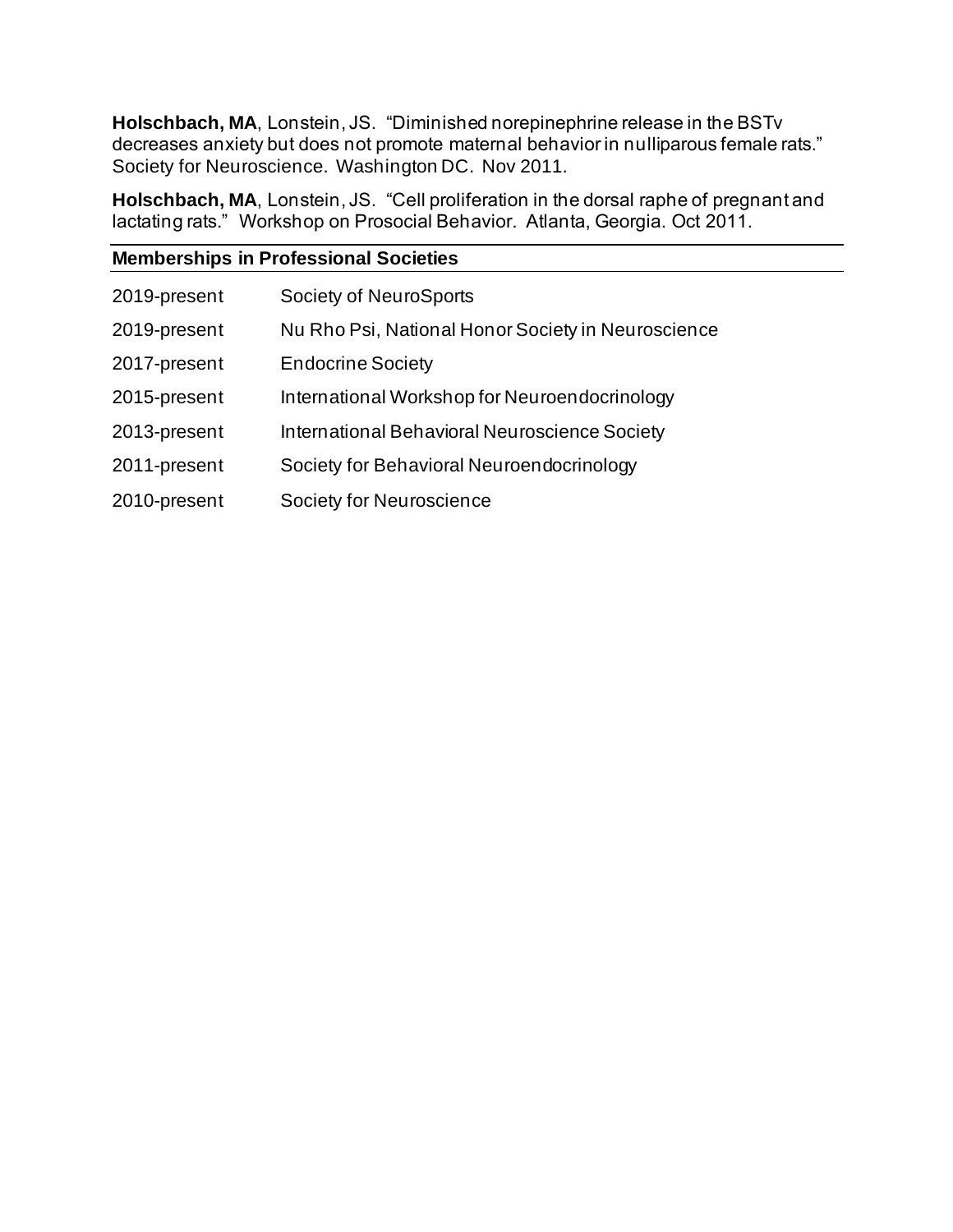**Holschbach, MA**, Lonstein, JS. "Diminished norepinephrine release in the BSTv decreases anxiety but does not promote maternal behavior in nulliparous female rats." Society for Neuroscience. Washington DC. Nov 2011.

**Holschbach, MA**, Lonstein, JS. "Cell proliferation in the dorsal raphe of pregnant and lactating rats." Workshop on Prosocial Behavior. Atlanta, Georgia. Oct 2011.

## Memberships in Professional Societies

| | |
|---|---|
| 2019-present | Society of NeuroSports |
| 2019-present | Nu Rho Psi, National Honor Society in Neuroscience |
| 2017-present | Endocrine Society |
| 2015-present | International Workshop for Neuroendocrinology |
| 2013-present | International Behavioral Neuroscience Society |
| 2011-present | Society for Behavioral Neuroendocrinology |
| 2010-present | Society for Neuroscience |